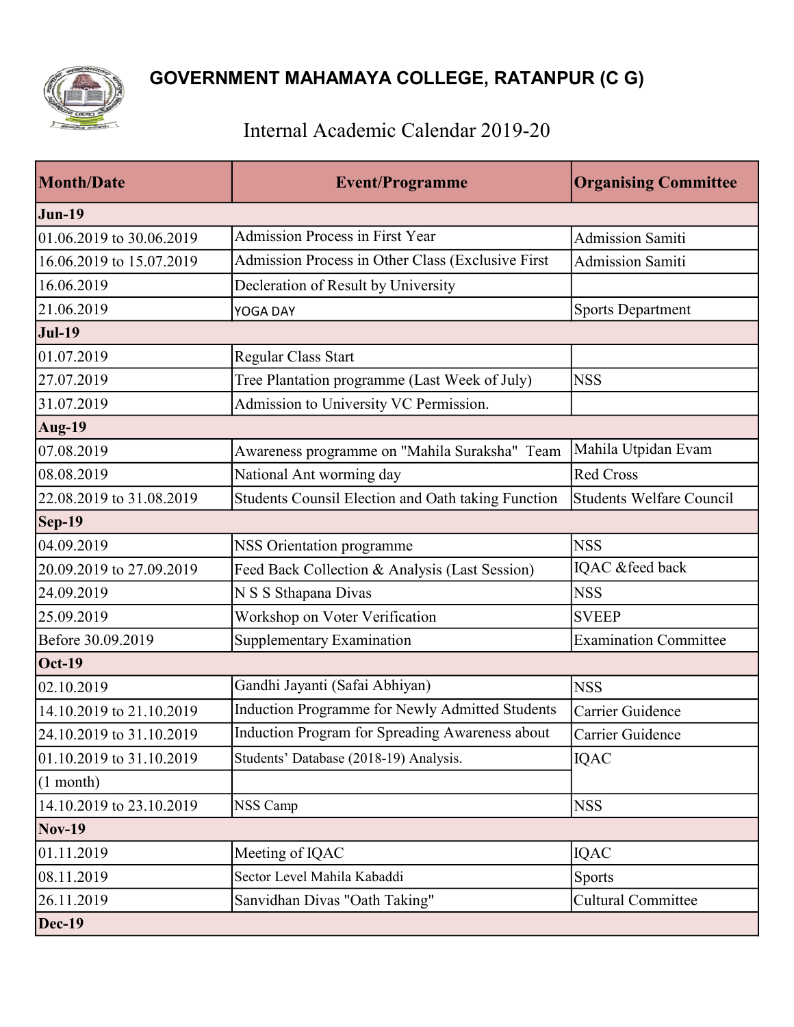## GOVERNMENT MAHAMAYA COLLEGE, RATANPUR (C G)

# Internal Academic Calendar 2019-20

| Month/Date | Event/Programme | Organising Committee |
|---|---|---|
| **Jun-19** | | |
| 01.06.2019 to 30.06.2019 | Admission Process in First Year | Admission Samiti |
| 16.06.2019 to 15.07.2019 | Admission Process in Other Class (Exclusive First | Admission Samiti |
| 16.06.2019 | Decleration of Result by University | |
| 21.06.2019 | YOGA DAY | Sports Department |
| **Jul-19** | | |
| 01.07.2019 | Regular Class Start | |
| 27.07.2019 | Tree Plantation programme (Last Week of July) | NSS |
| 31.07.2019 | Admission to University VC Permission. | |
| **Aug-19** | | |
| 07.08.2019 | Awareness programme on "Mahila Suraksha" Team | Mahila Utpidan Evam |
| 08.08.2019 | National Ant worming day | Red Cross |
| 22.08.2019 to 31.08.2019 | Students Counsil Election and Oath taking Function | Students Welfare Council |
| **Sep-19** | | |
| 04.09.2019 | NSS Orientation programme | NSS |
| 20.09.2019 to 27.09.2019 | Feed Back Collection & Analysis (Last Session) | IQAC &feed back |
| 24.09.2019 | N S S Sthapana Divas | NSS |
| 25.09.2019 | Workshop on Voter Verification | SVEEP |
| Before 30.09.2019 | Supplementary Examination | Examination Committee |
| **Oct-19** | | |
| 02.10.2019 | Gandhi Jayanti (Safai Abhiyan) | NSS |
| 14.10.2019 to 21.10.2019 | Induction Programme for Newly Admitted Students | Carrier Guidence |
| 24.10.2019 to 31.10.2019 | Induction Program for Spreading Awareness about | Carrier Guidence |
| 01.10.2019 to 31.10.2019 | Students' Database (2018-19) Analysis. | IQAC |
| (1 month) | | |
| 14.10.2019 to 23.10.2019 | NSS Camp | NSS |
| **Nov-19** | | |
| 01.11.2019 | Meeting of IQAC | IQAC |
| 08.11.2019 | Sector Level Mahila Kabaddi | Sports |
| 26.11.2019 | Sanvidhan Divas "Oath Taking" | Cultural Committee |
| **Dec-19** | | |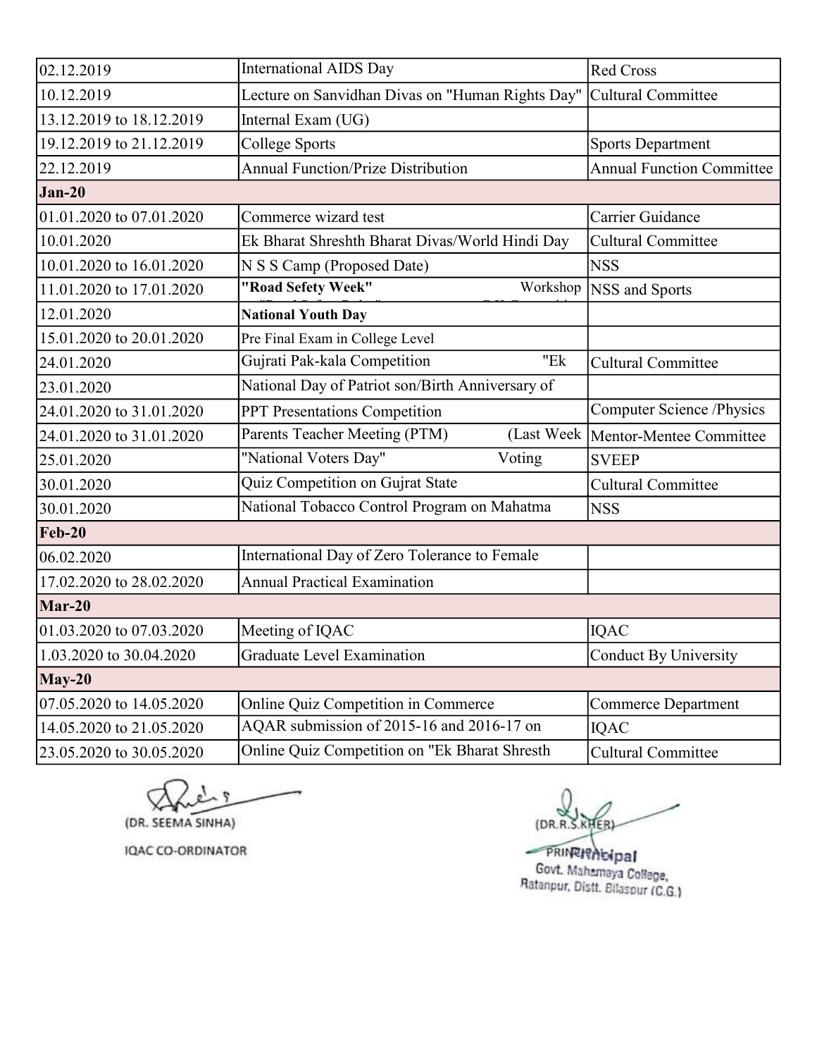| | | |
|---|---|---|
| 02.12.2019 | International AIDS Day | Red Cross |
| 10.12.2019 | Lecture on Sanvidhan Divas on "Human Rights Day" | Cultural Committee |
| 13.12.2019 to 18.12.2019 | Internal Exam (UG) | |
| 19.12.2019 to 21.12.2019 | College Sports | Sports Department |
| 22.12.2019 | Annual Function/Prize Distribution | Annual Function Committee |
| **Jan-20** | | |
| 01.01.2020 to 07.01.2020 | Commerce wizard test | Carrier Guidance |
| 10.01.2020 | Ek Bharat Shreshth Bharat Divas/World Hindi Day | Cultural Committee |
| 10.01.2020 to 16.01.2020 | N S S Camp (Proposed Date) | NSS |
| 11.01.2020 to 17.01.2020 | **"Road Sefety Week"** Workshop | NSS and Sports |
| 12.01.2020 | **National Youth Day** | |
| 15.01.2020 to 20.01.2020 | Pre Final Exam in College Level | |
| 24.01.2020 | Gujrati Pak-kala Competition "Ek | Cultural Committee |
| 23.01.2020 | National Day of Patriot son/Birth Anniversary of | |
| 24.01.2020 to 31.01.2020 | PPT Presentations Competition | Computer Science /Physics |
| 24.01.2020 to 31.01.2020 | Parents Teacher Meeting (PTM) (Last Week | Mentor-Mentee Committee |
| 25.01.2020 | "National Voters Day" Voting | SVEEP |
| 30.01.2020 | Quiz Competition on Gujrat State | Cultural Committee |
| 30.01.2020 | National Tobacco Control Program on Mahatma | NSS |
| **Feb-20** | | |
| 06.02.2020 | International Day of Zero Tolerance to Female | |
| 17.02.2020 to 28.02.2020 | Annual Practical Examination | |
| **Mar-20** | | |
| 01.03.2020 to 07.03.2020 | Meeting of IQAC | IQAC |
| 1.03.2020 to 30.04.2020 | Graduate Level Examination | Conduct By University |
| **May-20** | | |
| 07.05.2020 to 14.05.2020 | Online Quiz Competition in Commerce | Commerce Department |
| 14.05.2020 to 21.05.2020 | AQAR submission of 2015-16 and 2016-17 on | IQAC |
| 23.05.2020 to 30.05.2020 | Online Quiz Competition on "Ek Bharat Shresth | Cultural Committee |

(DR. SEEMA SINHA)
IQAC CO-ORDINATOR

(DR.R.S.KHER)
PRINCIPAL
Principal
Govt. Mahamaya College,
Ratanpur, Distt. Bilaspur (C.G.)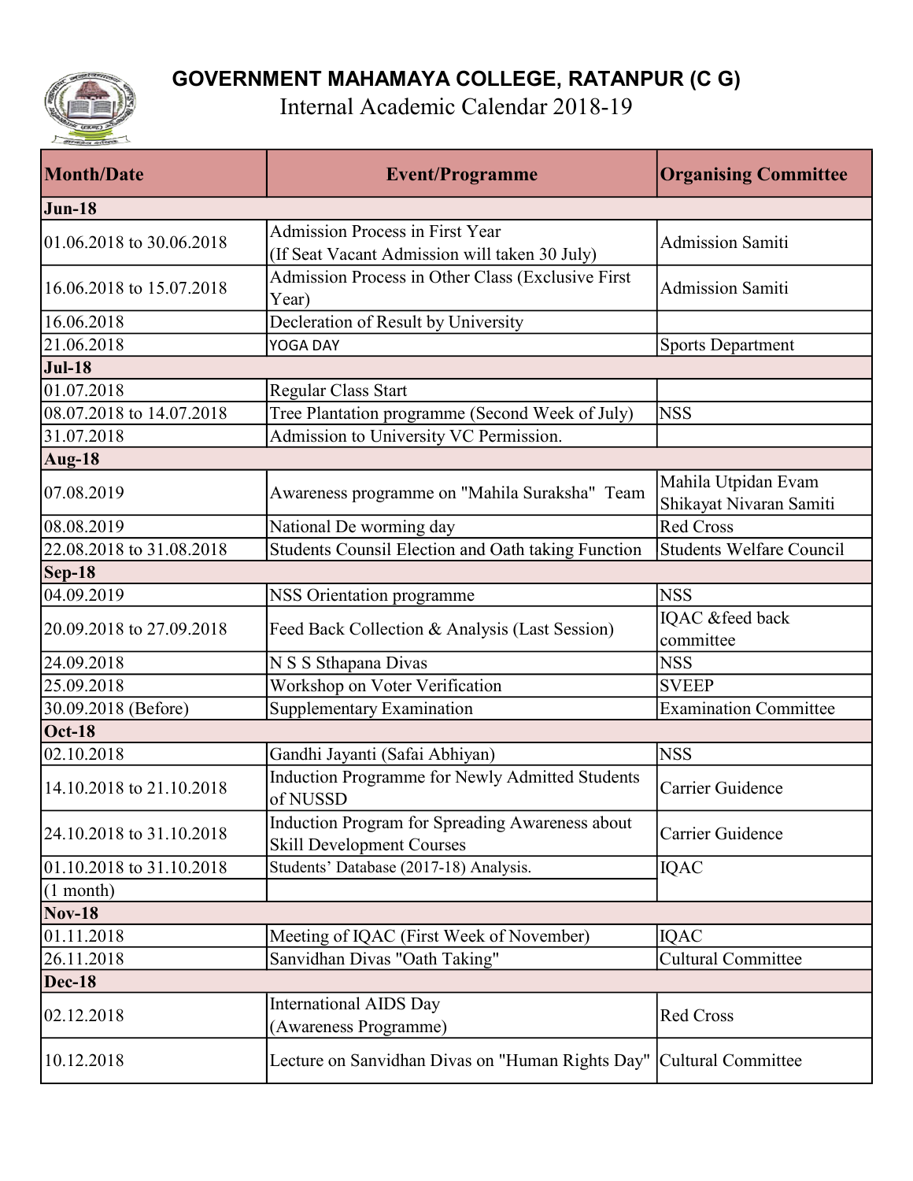# GOVERNMENT MAHAMAYA COLLEGE, RATANPUR (C G)

## Internal Academic Calendar 2018-19

| Month/Date | Event/Programme | Organising Committee |
|---|---|---|
| **Jun-18** | | |
| 01.06.2018 to 30.06.2018 | Admission Process in First Year (If Seat Vacant Admission will taken 30 July) | Admission Samiti |
| 16.06.2018 to 15.07.2018 | Admission Process in Other Class (Exclusive First Year) | Admission Samiti |
| 16.06.2018 | Decleration of Result by University | |
| 21.06.2018 | YOGA DAY | Sports Department |
| **Jul-18** | | |
| 01.07.2018 | Regular Class Start | |
| 08.07.2018 to 14.07.2018 | Tree Plantation programme (Second Week of July) | NSS |
| 31.07.2018 | Admission to University VC Permission. | |
| **Aug-18** | | |
| 07.08.2019 | Awareness programme on "Mahila Suraksha" Team | Mahila Utpidan Evam Shikayat Nivaran Samiti |
| 08.08.2019 | National De worming day | Red Cross |
| 22.08.2018 to 31.08.2018 | Students Counsil Election and Oath taking Function | Students Welfare Council |
| **Sep-18** | | |
| 04.09.2019 | NSS Orientation programme | NSS |
| 20.09.2018 to 27.09.2018 | Feed Back Collection & Analysis (Last Session) | IQAC &feed back committee |
| 24.09.2018 | N S S Sthapana Divas | NSS |
| 25.09.2018 | Workshop on Voter Verification | SVEEP |
| 30.09.2018 (Before) | Supplementary Examination | Examination Committee |
| **Oct-18** | | |
| 02.10.2018 | Gandhi Jayanti (Safai Abhiyan) | NSS |
| 14.10.2018 to 21.10.2018 | Induction Programme for Newly Admitted Students of NUSSD | Carrier Guidence |
| 24.10.2018 to 31.10.2018 | Induction Program for Spreading Awareness about Skill Development Courses | Carrier Guidence |
| 01.10.2018 to 31.10.2018 (1 month) | Students' Database (2017-18) Analysis. | IQAC |
| **Nov-18** | | |
| 01.11.2018 | Meeting of IQAC (First Week of November) | IQAC |
| 26.11.2018 | Sanvidhan Divas "Oath Taking" | Cultural Committee |
| **Dec-18** | | |
| 02.12.2018 | International AIDS Day (Awareness Programme) | Red Cross |
| 10.12.2018 | Lecture on Sanvidhan Divas on "Human Rights Day" | Cultural Committee |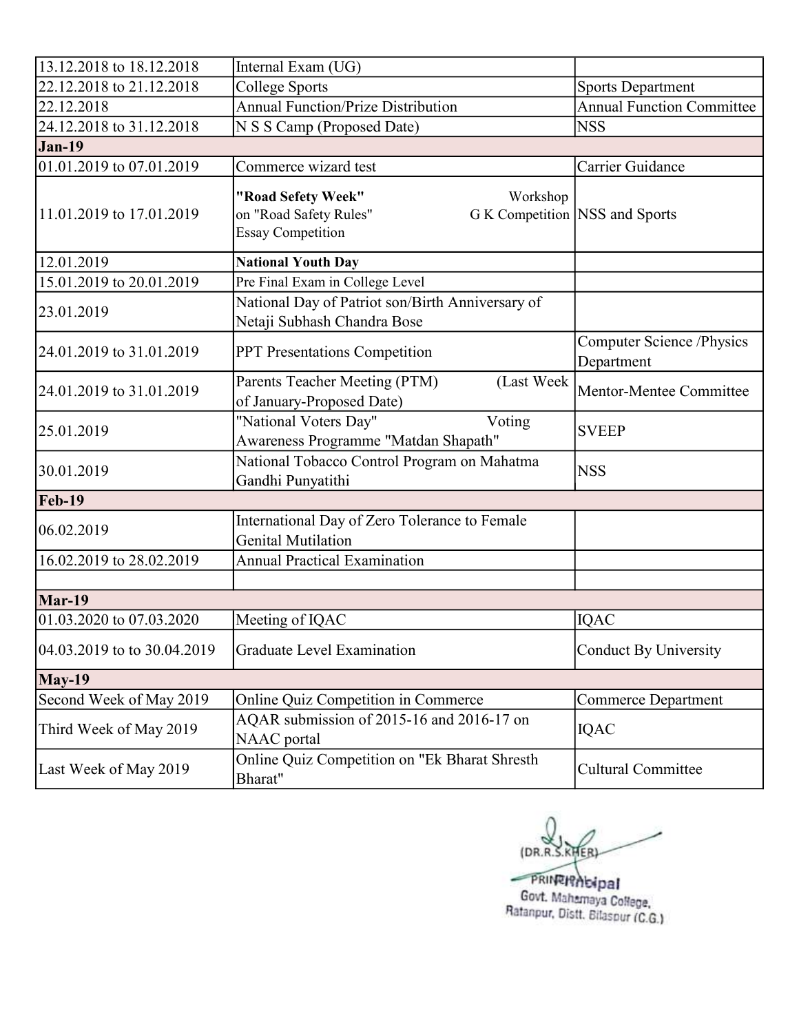| 13.12.2018 to 18.12.2018 | Internal Exam (UG) | |
|---|---|---|
| 22.12.2018 to 21.12.2018 | College Sports | Sports Department |
| 22.12.2018 | Annual Function/Prize Distribution | Annual Function Committee |
| 24.12.2018 to 31.12.2018 | N S S Camp (Proposed Date) | NSS |
| **Jan-19** | | |
| 01.01.2019 to 07.01.2019 | Commerce wizard test | Carrier Guidance |
| 11.01.2019 to 17.01.2019 | **"Road Sefety Week"** Workshop on "Road Safety Rules" G K Competition Essay Competition | NSS and Sports |
| 12.01.2019 | **National Youth Day** | |
| 15.01.2019 to 20.01.2019 | Pre Final Exam in College Level | |
| 23.01.2019 | National Day of Patriot son/Birth Anniversary of Netaji Subhash Chandra Bose | |
| 24.01.2019 to 31.01.2019 | PPT Presentations Competition | Computer Science /Physics Department |
| 24.01.2019 to 31.01.2019 | Parents Teacher Meeting (PTM) (Last Week of January-Proposed Date) | Mentor-Mentee Committee |
| 25.01.2019 | "National Voters Day" Voting Awareness Programme "Matdan Shapath" | SVEEP |
| 30.01.2019 | National Tobacco Control Program on Mahatma Gandhi Punyatithi | NSS |
| **Feb-19** | | |
| 06.02.2019 | International Day of Zero Tolerance to Female Genital Mutilation | |
| 16.02.2019 to 28.02.2019 | Annual Practical Examination | |
| | | |
| **Mar-19** | | |
| 01.03.2020 to 07.03.2020 | Meeting of IQAC | IQAC |
| 04.03.2019 to to 30.04.2019 | Graduate Level Examination | Conduct By University |
| **May-19** | | |
| Second Week of May 2019 | Online Quiz Competition in Commerce | Commerce Department |
| Third Week of May 2019 | AQAR submission of 2015-16 and 2016-17 on NAAC portal | IQAC |
| Last Week of May 2019 | Online Quiz Competition on "Ek Bharat Shresth Bharat" | Cultural Committee |

(DR.R.S.KHER)
PRINCIPAL
Principal
Govt. Mahamaya College,
Ratanpur, Distt. Bilaspur (C.G.)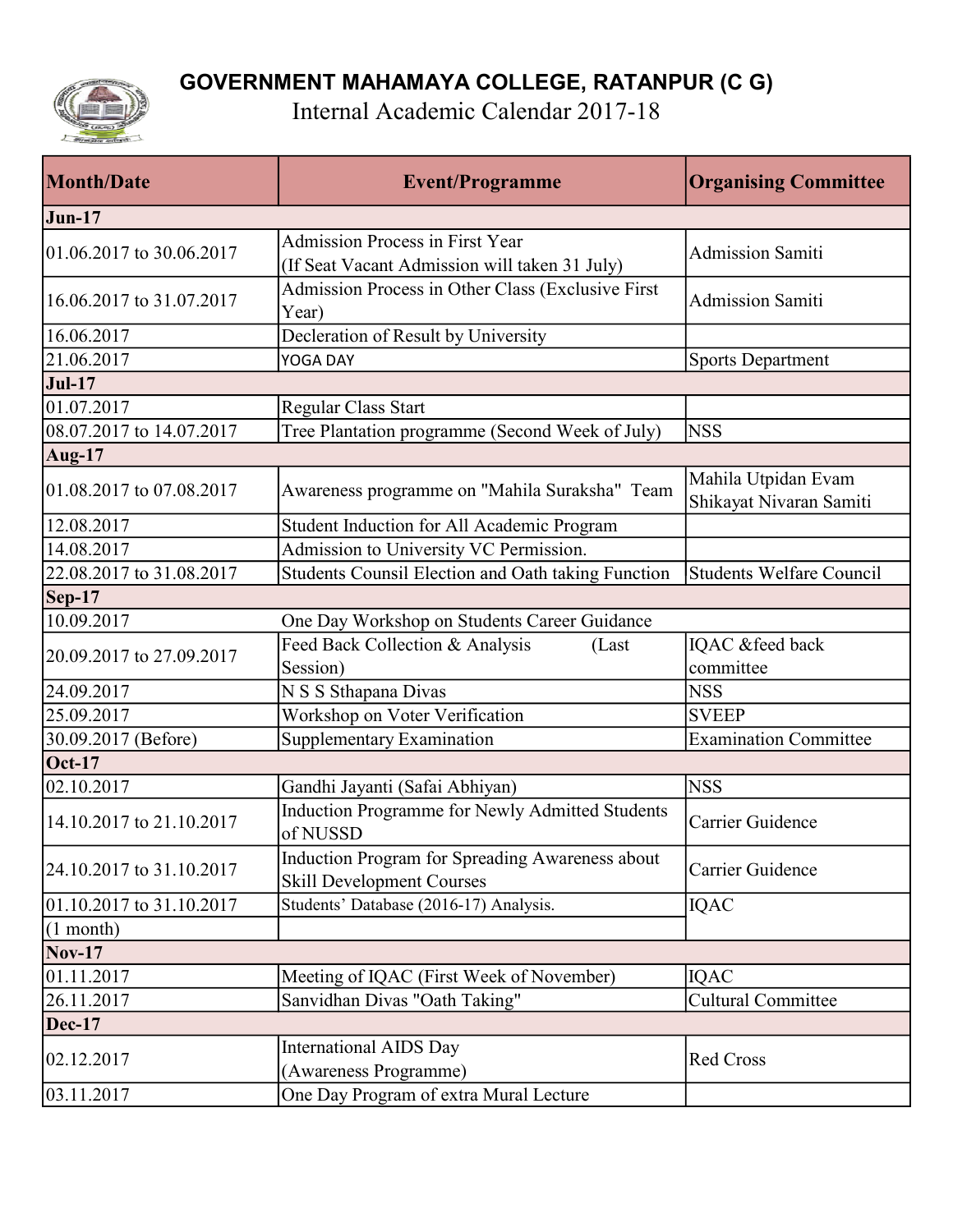# GOVERNMENT MAHAMAYA COLLEGE, RATANPUR (C G)

## Internal Academic Calendar 2017-18

| Month/Date | Event/Programme | Organising Committee |
|---|---|---|
| **Jun-17** | | |
| 01.06.2017 to 30.06.2017 | Admission Process in First Year (If Seat Vacant Admission will taken 31 July) | Admission Samiti |
| 16.06.2017 to 31.07.2017 | Admission Process in Other Class (Exclusive First Year) | Admission Samiti |
| 16.06.2017 | Decleration of Result by University | |
| 21.06.2017 | YOGA DAY | Sports Department |
| **Jul-17** | | |
| 01.07.2017 | Regular Class Start | |
| 08.07.2017 to 14.07.2017 | Tree Plantation programme (Second Week of July) | NSS |
| **Aug-17** | | |
| 01.08.2017 to 07.08.2017 | Awareness programme on "Mahila Suraksha" Team | Mahila Utpidan Evam Shikayat Nivaran Samiti |
| 12.08.2017 | Student Induction for All Academic Program | |
| 14.08.2017 | Admission to University VC Permission. | |
| 22.08.2017 to 31.08.2017 | Students Counsil Election and Oath taking Function | Students Welfare Council |
| **Sep-17** | | |
| 10.09.2017 | One Day Workshop on Students Career Guidance | |
| 20.09.2017 to 27.09.2017 | Feed Back Collection & Analysis (Last Session) | IQAC &feed back committee |
| 24.09.2017 | N S S Sthapana Divas | NSS |
| 25.09.2017 | Workshop on Voter Verification | SVEEP |
| 30.09.2017 (Before) | Supplementary Examination | Examination Committee |
| **Oct-17** | | |
| 02.10.2017 | Gandhi Jayanti (Safai Abhiyan) | NSS |
| 14.10.2017 to 21.10.2017 | Induction Programme for Newly Admitted Students of NUSSD | Carrier Guidence |
| 24.10.2017 to 31.10.2017 | Induction Program for Spreading Awareness about Skill Development Courses | Carrier Guidence |
| 01.10.2017 to 31.10.2017 | Students' Database (2016-17) Analysis. | IQAC |
| (1 month) | | |
| **Nov-17** | | |
| 01.11.2017 | Meeting of IQAC (First Week of November) | IQAC |
| 26.11.2017 | Sanvidhan Divas "Oath Taking" | Cultural Committee |
| **Dec-17** | | |
| 02.12.2017 | International AIDS Day (Awareness Programme) | Red Cross |
| 03.11.2017 | One Day Program of extra Mural Lecture | |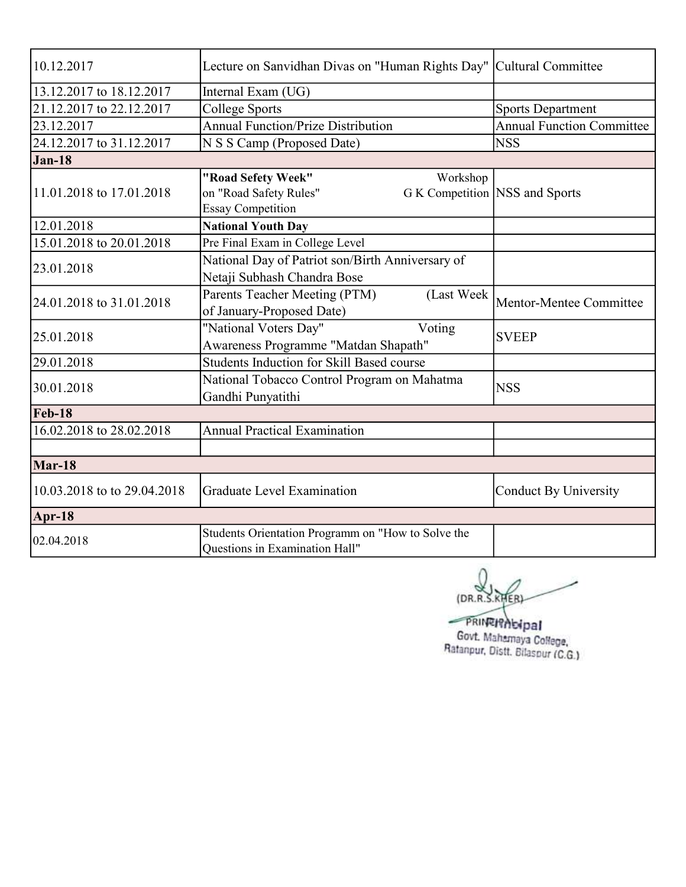| | | |
|---|---|---|
| 10.12.2017 | Lecture on Sanvidhan Divas on "Human Rights Day" | Cultural Committee |
| 13.12.2017 to 18.12.2017 | Internal Exam (UG) | |
| 21.12.2017 to 22.12.2017 | College Sports | Sports Department |
| 23.12.2017 | Annual Function/Prize Distribution | Annual Function Committee |
| 24.12.2017 to 31.12.2017 | N S S Camp (Proposed Date) | NSS |
| **Jan-18** | | |
| 11.01.2018 to 17.01.2018 | **"Road Sefety Week"** Workshop on "Road Safety Rules" G K Competition Essay Competition | NSS and Sports |
| 12.01.2018 | **National Youth Day** | |
| 15.01.2018 to 20.01.2018 | Pre Final Exam in College Level | |
| 23.01.2018 | National Day of Patriot son/Birth Anniversary of Netaji Subhash Chandra Bose | |
| 24.01.2018 to 31.01.2018 | Parents Teacher Meeting (PTM) (Last Week of January-Proposed Date) | Mentor-Mentee Committee |
| 25.01.2018 | "National Voters Day" Voting Awareness Programme "Matdan Shapath" | SVEEP |
| 29.01.2018 | Students Induction for Skill Based course | |
| 30.01.2018 | National Tobacco Control Program on Mahatma Gandhi Punyatithi | NSS |
| **Feb-18** | | |
| 16.02.2018 to 28.02.2018 | Annual Practical Examination | |
| | | |
| **Mar-18** | | |
| 10.03.2018 to to 29.04.2018 | Graduate Level Examination | Conduct By University |
| **Apr-18** | | |
| 02.04.2018 | Students Orientation Programm on "How to Solve the Questions in Examination Hall" | |

(DR.R.S.KHER)
PRINCIPAL
Principal
Govt. Mahamaya College,
Ratanpur, Distt. Bilaspur (C.G.)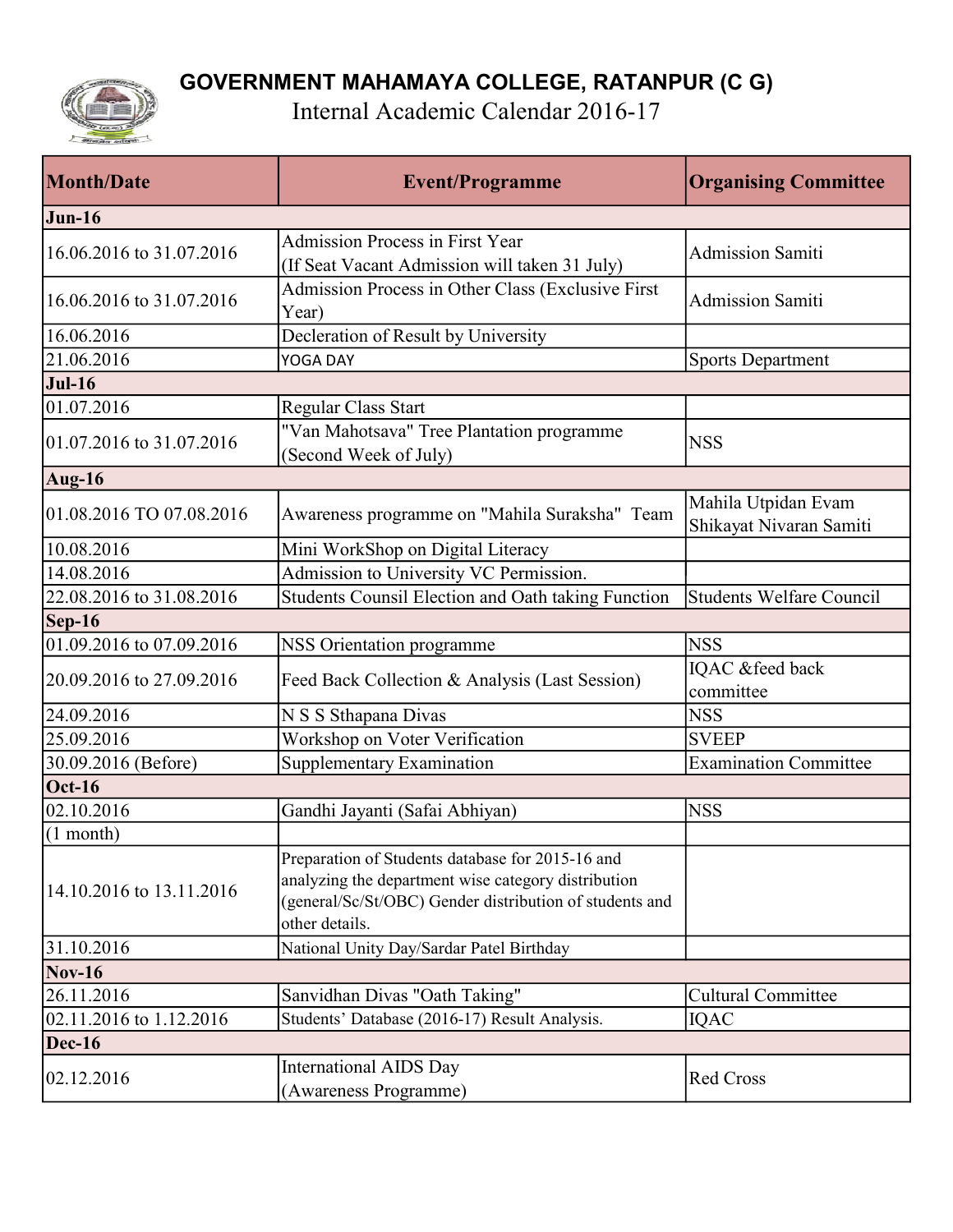# GOVERNMENT MAHAMAYA COLLEGE, RATANPUR (C G)

## Internal Academic Calendar 2016-17

| Month/Date | Event/Programme | Organising Committee |
|---|---|---|
| **Jun-16** | | |
| 16.06.2016 to 31.07.2016 | Admission Process in First Year (If Seat Vacant Admission will taken 31 July) | Admission Samiti |
| 16.06.2016 to 31.07.2016 | Admission Process in Other Class (Exclusive First Year) | Admission Samiti |
| 16.06.2016 | Decleration of Result by University | |
| 21.06.2016 | YOGA DAY | Sports Department |
| **Jul-16** | | |
| 01.07.2016 | Regular Class Start | |
| 01.07.2016 to 31.07.2016 | "Van Mahotsava" Tree Plantation programme (Second Week of July) | NSS |
| **Aug-16** | | |
| 01.08.2016 TO 07.08.2016 | Awareness programme on "Mahila Suraksha" Team | Mahila Utpidan Evam Shikayat Nivaran Samiti |
| 10.08.2016 | Mini WorkShop on Digital Literacy | |
| 14.08.2016 | Admission to University VC Permission. | |
| 22.08.2016 to 31.08.2016 | Students Counsil Election and Oath taking Function | Students Welfare Council |
| **Sep-16** | | |
| 01.09.2016 to 07.09.2016 | NSS Orientation programme | NSS |
| 20.09.2016 to 27.09.2016 | Feed Back Collection & Analysis (Last Session) | IQAC &feed back committee |
| 24.09.2016 | N S S Sthapana Divas | NSS |
| 25.09.2016 | Workshop on Voter Verification | SVEEP |
| 30.09.2016 (Before) | Supplementary Examination | Examination Committee |
| **Oct-16** | | |
| 02.10.2016 | Gandhi Jayanti (Safai Abhiyan) | NSS |
| (1 month) | | |
| 14.10.2016 to 13.11.2016 | Preparation of Students database for 2015-16 and analyzing the department wise category distribution (general/Sc/St/OBC) Gender distribution of students and other details. | |
| 31.10.2016 | National Unity Day/Sardar Patel Birthday | |
| **Nov-16** | | |
| 26.11.2016 | Sanvidhan Divas "Oath Taking" | Cultural Committee |
| 02.11.2016 to 1.12.2016 | Students' Database (2016-17) Result Analysis. | IQAC |
| **Dec-16** | | |
| 02.12.2016 | International AIDS Day (Awareness Programme) | Red Cross |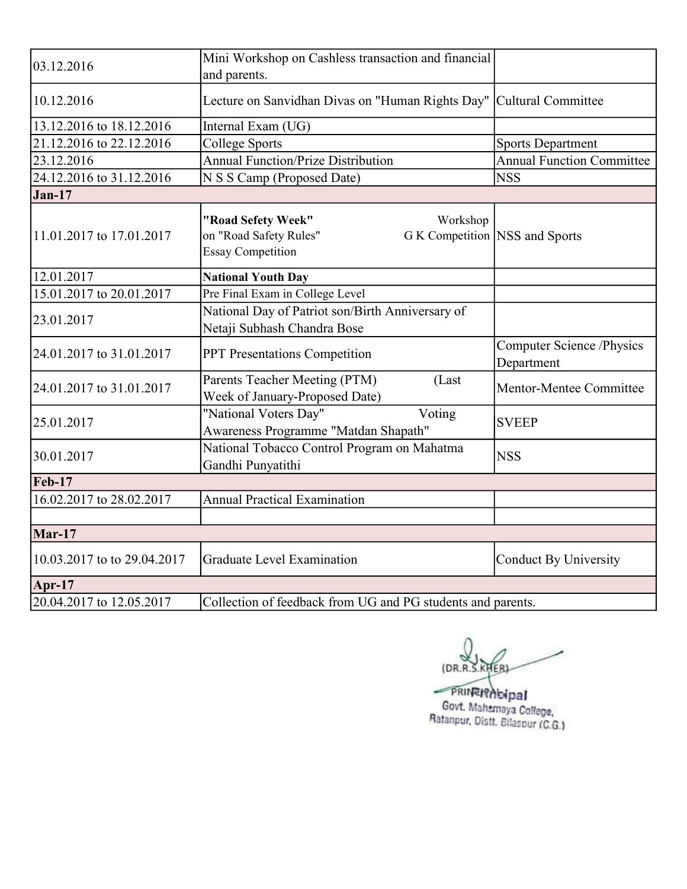| | | |
|---|---|---|
| 03.12.2016 | Mini Workshop on Cashless transaction and financial and parents. | |
| 10.12.2016 | Lecture on Sanvidhan Divas on "Human Rights Day" | Cultural Committee |
| 13.12.2016 to 18.12.2016 | Internal Exam (UG) | |
| 21.12.2016 to 22.12.2016 | College Sports | Sports Department |
| 23.12.2016 | Annual Function/Prize Distribution | Annual Function Committee |
| 24.12.2016 to 31.12.2016 | N S S Camp (Proposed Date) | NSS |
| **Jan-17** | | |
| 11.01.2017 to 17.01.2017 | **"Road Sefety Week"** Workshop on "Road Safety Rules" G K Competition Essay Competition | NSS and Sports |
| 12.01.2017 | **National Youth Day** | |
| 15.01.2017 to 20.01.2017 | Pre Final Exam in College Level | |
| 23.01.2017 | National Day of Patriot son/Birth Anniversary of Netaji Subhash Chandra Bose | |
| 24.01.2017 to 31.01.2017 | PPT Presentations Competition | Computer Science /Physics Department |
| 24.01.2017 to 31.01.2017 | Parents Teacher Meeting (PTM) (Last Week of January-Proposed Date) | Mentor-Mentee Committee |
| 25.01.2017 | "National Voters Day" Voting Awareness Programme "Matdan Shapath" | SVEEP |
| 30.01.2017 | National Tobacco Control Program on Mahatma Gandhi Punyatithi | NSS |
| **Feb-17** | | |
| 16.02.2017 to 28.02.2017 | Annual Practical Examination | |
| | | |
| **Mar-17** | | |
| 10.03.2017 to to 29.04.2017 | Graduate Level Examination | Conduct By University |
| **Apr-17** | | |
| 20.04.2017 to 12.05.2017 | Collection of feedback from UG and PG students and parents. | |

(DR.R.S.KHER)
Principal
Govt. Mahamaya College,
Ratanpur, Distt. Bilaspur (C.G.)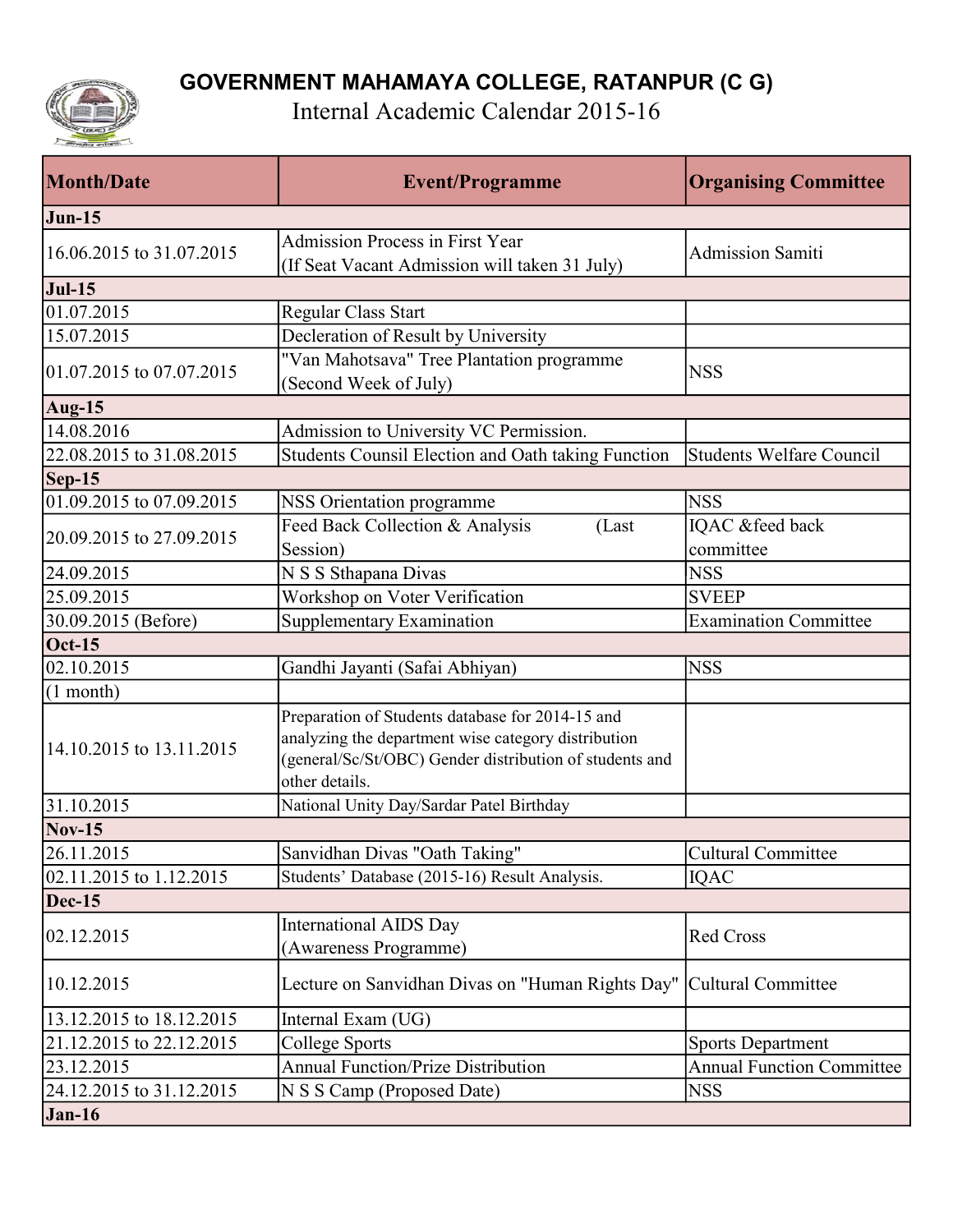# GOVERNMENT MAHAMAYA COLLEGE, RATANPUR (C G)

Internal Academic Calendar 2015-16

| Month/Date | Event/Programme | Organising Committee |
|---|---|---|
| **Jun-15** | | |
| 16.06.2015 to 31.07.2015 | Admission Process in First Year (If Seat Vacant Admission will taken 31 July) | Admission Samiti |
| **Jul-15** | | |
| 01.07.2015 | Regular Class Start | |
| 15.07.2015 | Decleration of Result by University | |
| 01.07.2015 to 07.07.2015 | "Van Mahotsava" Tree Plantation programme (Second Week of July) | NSS |
| **Aug-15** | | |
| 14.08.2016 | Admission to University VC Permission. | |
| 22.08.2015 to 31.08.2015 | Students Counsil Election and Oath taking Function | Students Welfare Council |
| **Sep-15** | | |
| 01.09.2015 to 07.09.2015 | NSS Orientation programme | NSS |
| 20.09.2015 to 27.09.2015 | Feed Back Collection & Analysis (Last Session) | IQAC &feed back committee |
| 24.09.2015 | N S S Sthapana Divas | NSS |
| 25.09.2015 | Workshop on Voter Verification | SVEEP |
| 30.09.2015 (Before) | Supplementary Examination | Examination Committee |
| **Oct-15** | | |
| 02.10.2015 | Gandhi Jayanti (Safai Abhiyan) | NSS |
| (1 month) | | |
| 14.10.2015 to 13.11.2015 | Preparation of Students database for 2014-15 and analyzing the department wise category distribution (general/Sc/St/OBC) Gender distribution of students and other details. | |
| 31.10.2015 | National Unity Day/Sardar Patel Birthday | |
| **Nov-15** | | |
| 26.11.2015 | Sanvidhan Divas "Oath Taking" | Cultural Committee |
| 02.11.2015 to 1.12.2015 | Students' Database (2015-16) Result Analysis. | IQAC |
| **Dec-15** | | |
| 02.12.2015 | International AIDS Day (Awareness Programme) | Red Cross |
| 10.12.2015 | Lecture on Sanvidhan Divas on "Human Rights Day" | Cultural Committee |
| 13.12.2015 to 18.12.2015 | Internal Exam (UG) | |
| 21.12.2015 to 22.12.2015 | College Sports | Sports Department |
| 23.12.2015 | Annual Function/Prize Distribution | Annual Function Committee |
| 24.12.2015 to 31.12.2015 | N S S Camp (Proposed Date) | NSS |
| **Jan-16** | | |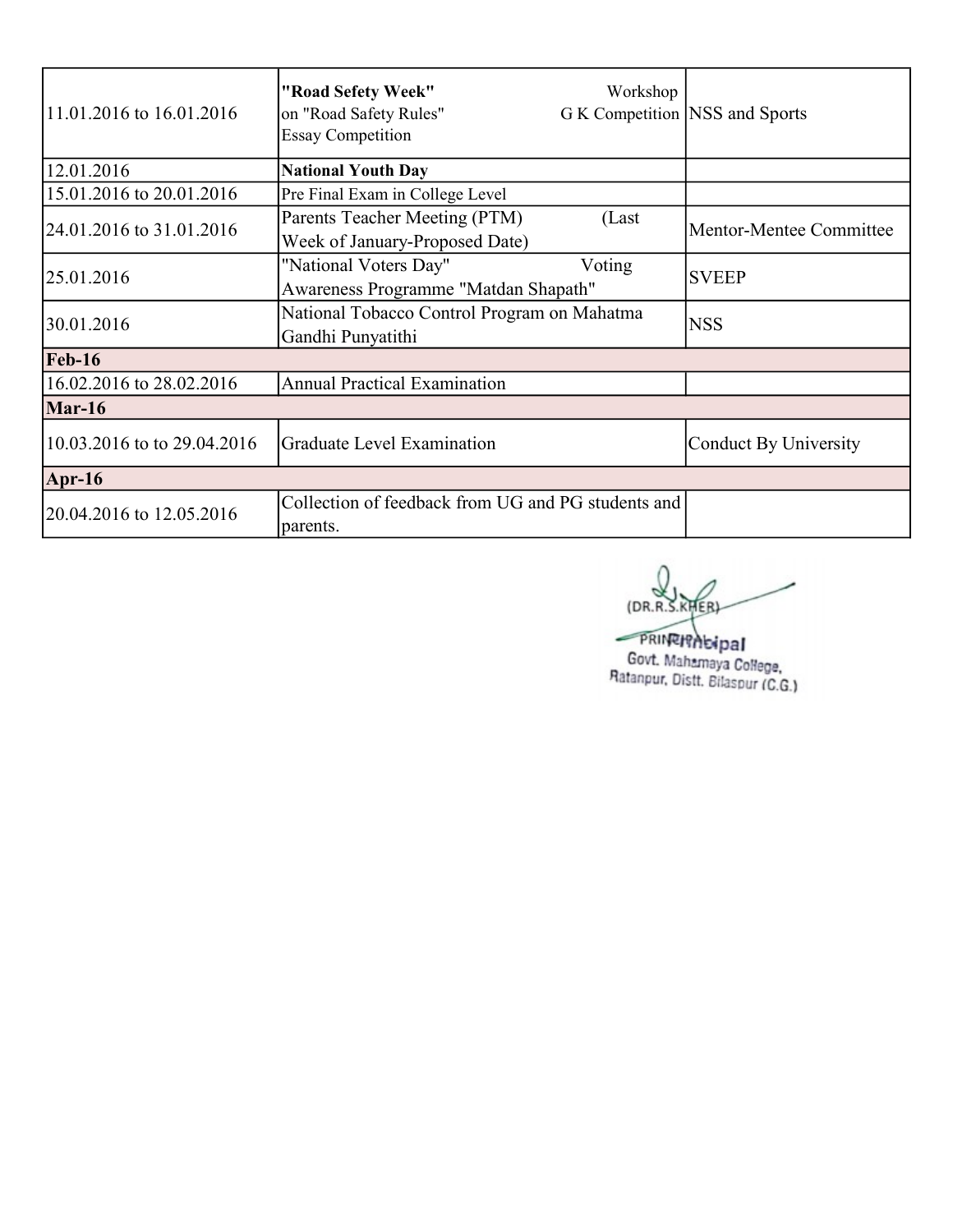| | | |
|---|---|---|
| 11.01.2016 to 16.01.2016 | **"Road Sefety Week"** Workshop on "Road Safety Rules" G K Competition Essay Competition | NSS and Sports |
| 12.01.2016 | **National Youth Day** | |
| 15.01.2016 to 20.01.2016 | Pre Final Exam in College Level | |
| 24.01.2016 to 31.01.2016 | Parents Teacher Meeting (PTM) (Last Week of January-Proposed Date) | Mentor-Mentee Committee |
| 25.01.2016 | "National Voters Day" Voting Awareness Programme "Matdan Shapath" | SVEEP |
| 30.01.2016 | National Tobacco Control Program on Mahatma Gandhi Punyatithi | NSS |
| **Feb-16** | | |
| 16.02.2016 to 28.02.2016 | Annual Practical Examination | |
| **Mar-16** | | |
| 10.03.2016 to to 29.04.2016 | Graduate Level Examination | Conduct By University |
| **Apr-16** | | |
| 20.04.2016 to 12.05.2016 | Collection of feedback from UG and PG students and parents. | |

(DR.R.S.KHER)
PRINCIPAL
Principal
Govt. Mahamaya College,
Ratanpur, Distt. Bilaspur (C.G.)